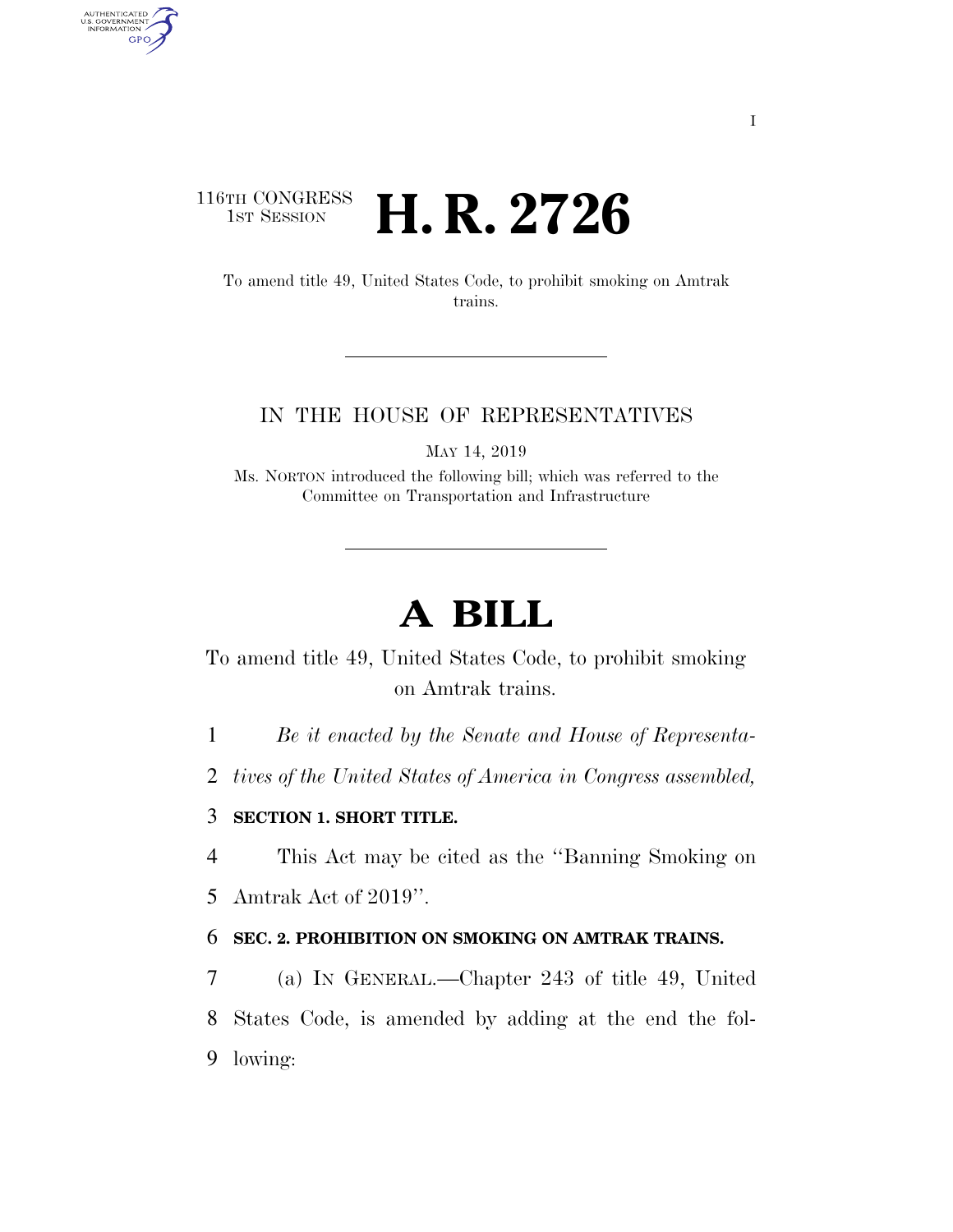116TH CONGRESS
1ST SESSION

# H. R. 2726

To amend title 49, United States Code, to prohibit smoking on Amtrak trains.

IN THE HOUSE OF REPRESENTATIVES

MAY 14, 2019

Ms. NORTON introduced the following bill; which was referred to the Committee on Transportation and Infrastructure

# A BILL

To amend title 49, United States Code, to prohibit smoking on Amtrak trains.

*Be it enacted by the Senate and House of Representatives of the United States of America in Congress assembled,*

**SECTION 1. SHORT TITLE.**

This Act may be cited as the "Banning Smoking on Amtrak Act of 2019".

**SEC. 2. PROHIBITION ON SMOKING ON AMTRAK TRAINS.**

(a) IN GENERAL.—Chapter 243 of title 49, United States Code, is amended by adding at the end the following: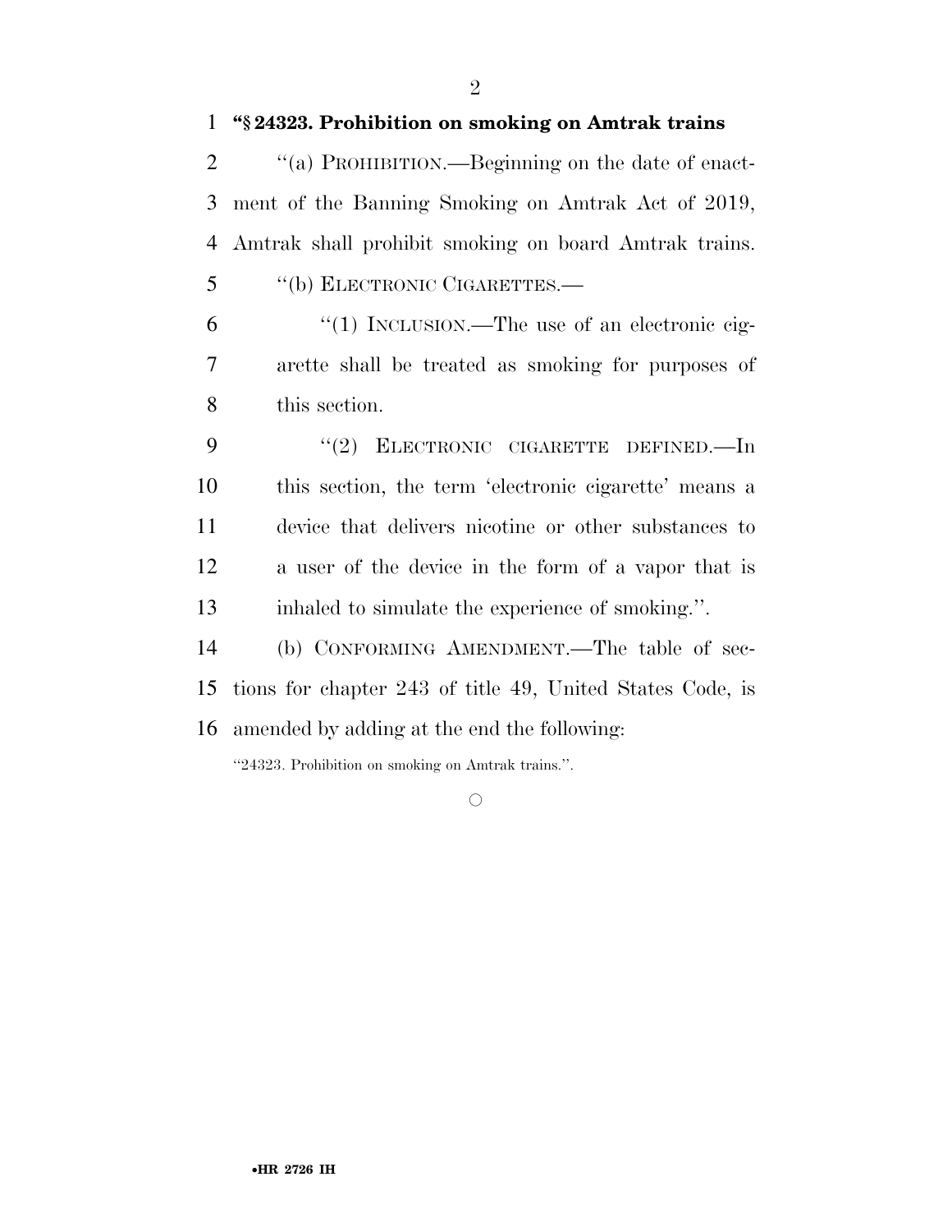**"§ 24323. Prohibition on smoking on Amtrak trains**

"(a) PROHIBITION.—Beginning on the date of enactment of the Banning Smoking on Amtrak Act of 2019, Amtrak shall prohibit smoking on board Amtrak trains.

"(b) ELECTRONIC CIGARETTES.—

"(1) INCLUSION.—The use of an electronic cigarette shall be treated as smoking for purposes of this section.

"(2) ELECTRONIC CIGARETTE DEFINED.—In this section, the term 'electronic cigarette' means a device that delivers nicotine or other substances to a user of the device in the form of a vapor that is inhaled to simulate the experience of smoking.".

(b) CONFORMING AMENDMENT.—The table of sections for chapter 243 of title 49, United States Code, is amended by adding at the end the following:

"24323. Prohibition on smoking on Amtrak trains.".